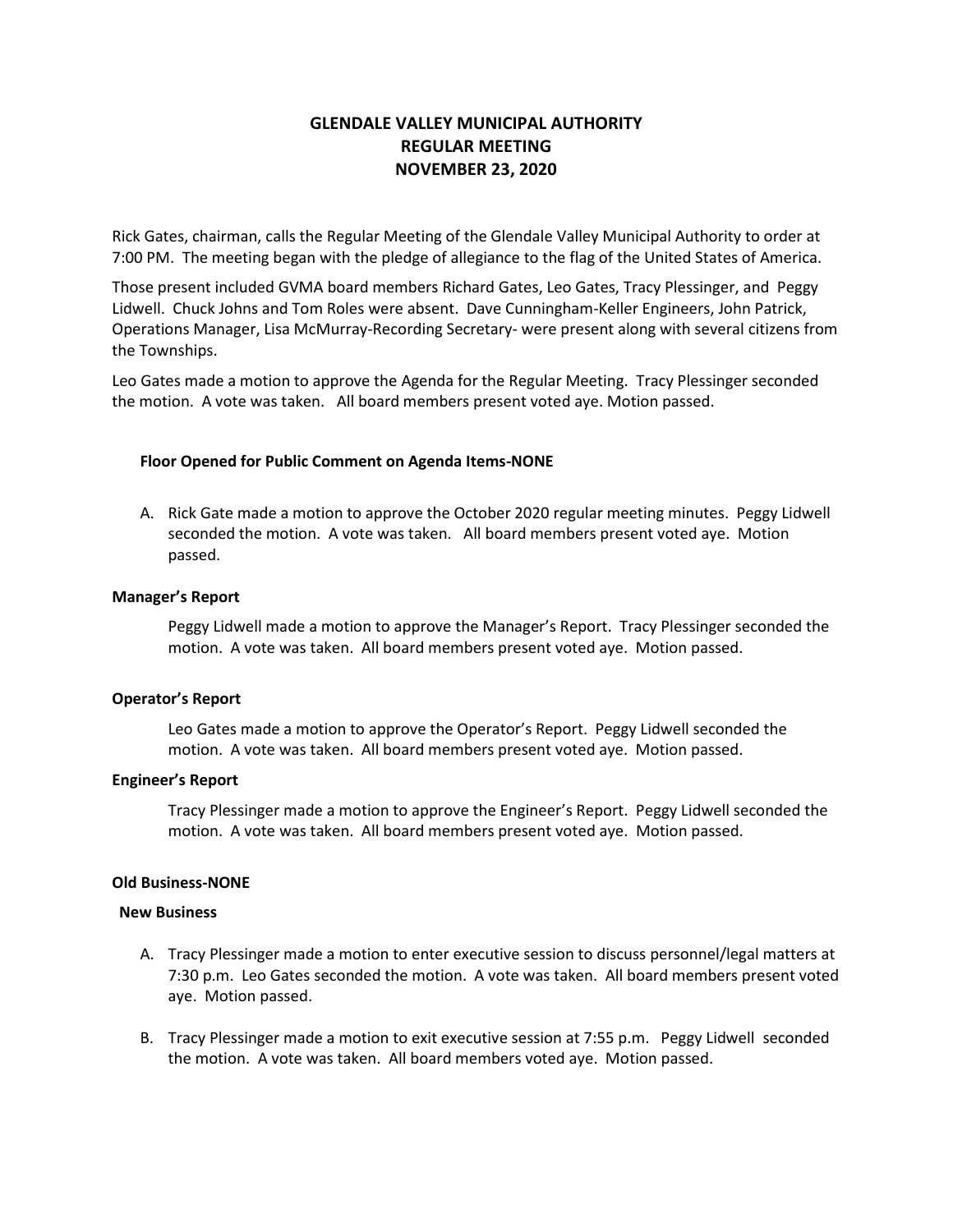# GLENDALE VALLEY MUNICIPAL AUTHORITY
# REGULAR MEETING
# NOVEMBER 23, 2020

Rick Gates, chairman, calls the Regular Meeting of the Glendale Valley Municipal Authority to order at 7:00 PM. The meeting began with the pledge of allegiance to the flag of the United States of America.

Those present included GVMA board members Richard Gates, Leo Gates, Tracy Plessinger, and Peggy Lidwell. Chuck Johns and Tom Roles were absent. Dave Cunningham-Keller Engineers, John Patrick, Operations Manager, Lisa McMurray-Recording Secretary- were present along with several citizens from the Townships.

Leo Gates made a motion to approve the Agenda for the Regular Meeting. Tracy Plessinger seconded the motion. A vote was taken. All board members present voted aye. Motion passed.

**Floor Opened for Public Comment on Agenda Items-NONE**

A. Rick Gate made a motion to approve the October 2020 regular meeting minutes. Peggy Lidwell seconded the motion. A vote was taken. All board members present voted aye. Motion passed.

**Manager's Report**

Peggy Lidwell made a motion to approve the Manager's Report. Tracy Plessinger seconded the motion. A vote was taken. All board members present voted aye. Motion passed.

**Operator's Report**

Leo Gates made a motion to approve the Operator's Report. Peggy Lidwell seconded the motion. A vote was taken. All board members present voted aye. Motion passed.

**Engineer's Report**

Tracy Plessinger made a motion to approve the Engineer's Report. Peggy Lidwell seconded the motion. A vote was taken. All board members present voted aye. Motion passed.

**Old Business-NONE**

**New Business**

A. Tracy Plessinger made a motion to enter executive session to discuss personnel/legal matters at 7:30 p.m. Leo Gates seconded the motion. A vote was taken. All board members present voted aye. Motion passed.

B. Tracy Plessinger made a motion to exit executive session at 7:55 p.m. Peggy Lidwell seconded the motion. A vote was taken. All board members voted aye. Motion passed.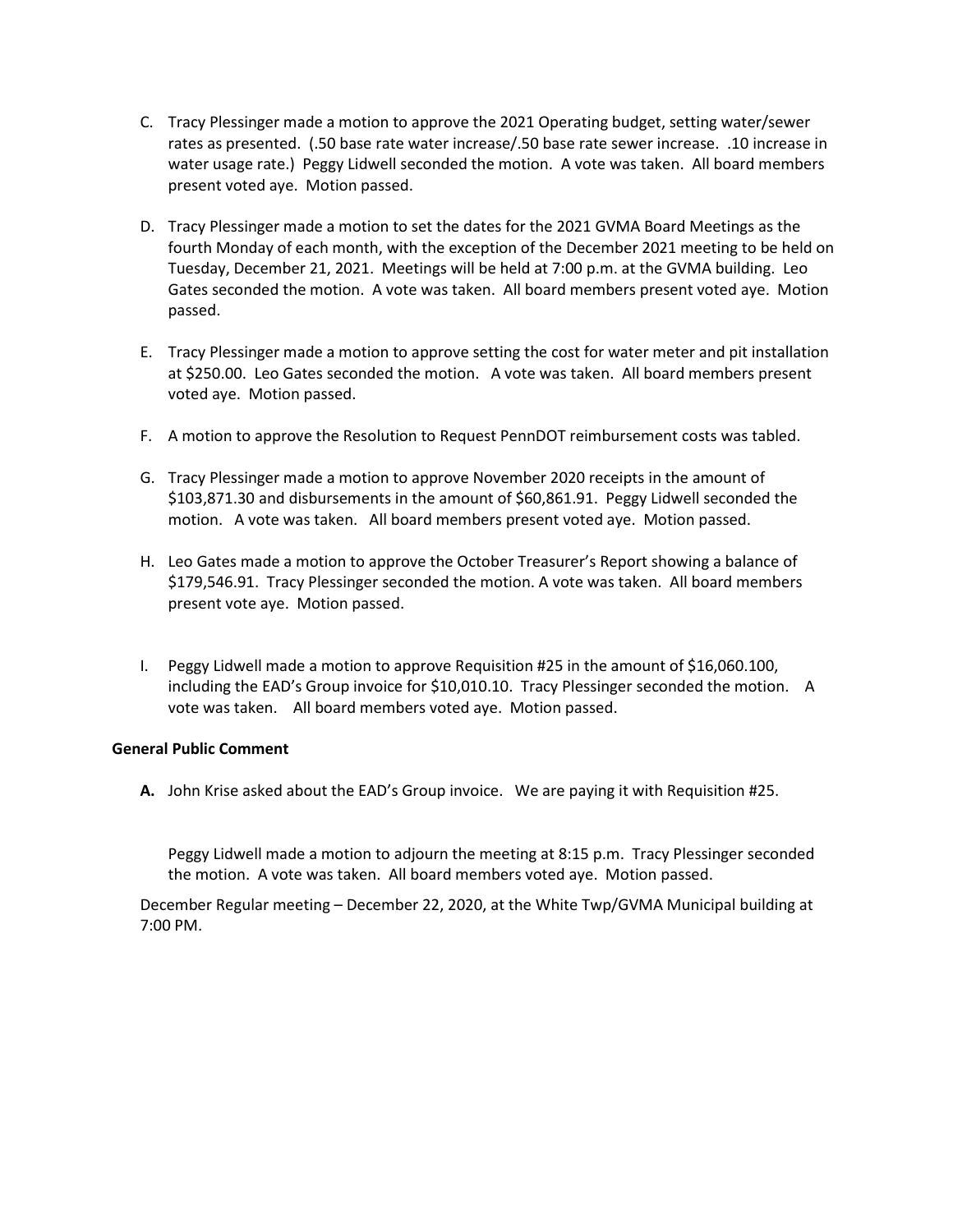C. Tracy Plessinger made a motion to approve the 2021 Operating budget, setting water/sewer rates as presented. (.50 base rate water increase/.50 base rate sewer increase. .10 increase in water usage rate.) Peggy Lidwell seconded the motion. A vote was taken. All board members present voted aye. Motion passed.

D. Tracy Plessinger made a motion to set the dates for the 2021 GVMA Board Meetings as the fourth Monday of each month, with the exception of the December 2021 meeting to be held on Tuesday, December 21, 2021. Meetings will be held at 7:00 p.m. at the GVMA building. Leo Gates seconded the motion. A vote was taken. All board members present voted aye. Motion passed.

E. Tracy Plessinger made a motion to approve setting the cost for water meter and pit installation at $250.00. Leo Gates seconded the motion. A vote was taken. All board members present voted aye. Motion passed.

F. A motion to approve the Resolution to Request PennDOT reimbursement costs was tabled.

G. Tracy Plessinger made a motion to approve November 2020 receipts in the amount of $103,871.30 and disbursements in the amount of $60,861.91. Peggy Lidwell seconded the motion. A vote was taken. All board members present voted aye. Motion passed.

H. Leo Gates made a motion to approve the October Treasurer's Report showing a balance of $179,546.91. Tracy Plessinger seconded the motion. A vote was taken. All board members present vote aye. Motion passed.

I. Peggy Lidwell made a motion to approve Requisition #25 in the amount of $16,060.100, including the EAD's Group invoice for $10,010.10. Tracy Plessinger seconded the motion. A vote was taken. All board members voted aye. Motion passed.

**General Public Comment**

**A.** John Krise asked about the EAD's Group invoice. We are paying it with Requisition #25.

Peggy Lidwell made a motion to adjourn the meeting at 8:15 p.m. Tracy Plessinger seconded the motion. A vote was taken. All board members voted aye. Motion passed.

December Regular meeting – December 22, 2020, at the White Twp/GVMA Municipal building at 7:00 PM.